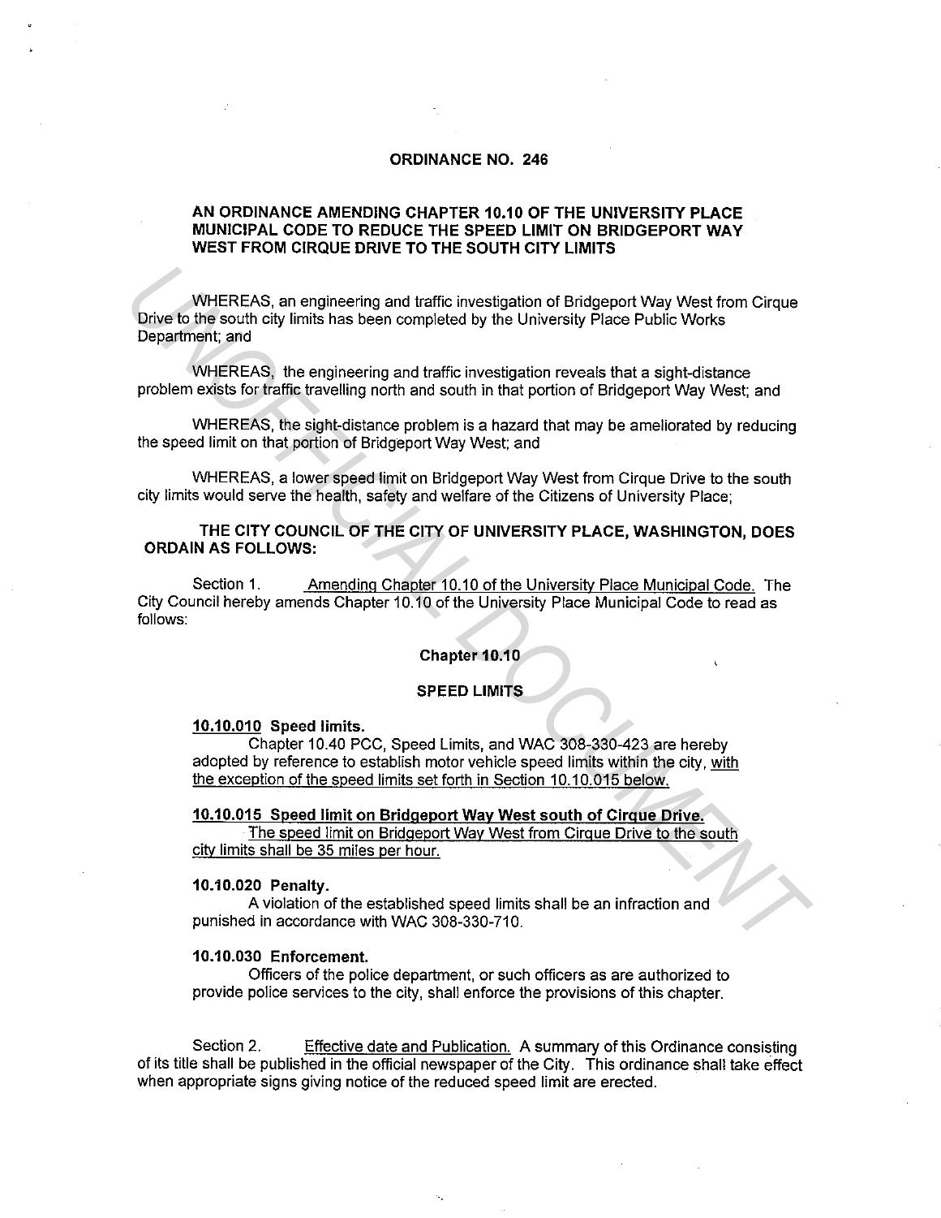# ORDINANCE NO. 246

## AN ORDINANCE AMENDING CHAPTER 10.10 OF THE UNIVERSITY PLACE MUNICIPAL CODE TO REDUCE THE SPEED LIMIT ON BRIDGEPORT WAY WEST FROM CIRQUE DRIVE TO THE SOUTH CITY LIMITS

WHEREAS, an engineering and traffic investigation of Bridgeport Way West from Cirque Drive to the south city limits has been completed by the University Place Public Works Department; and

WHEREAS, the engineering and traffic investigation reveals that a sight-distance problem exists for traffic travelling north and south in that portion of Bridgeport Way West; and

WHEREAS, the sight-distance problem is a hazard that may be ameliorated by reducing the speed limit on that portion of Bridgeport Way West; and

WHEREAS, a lower speed limit on Bridgeport Way West from Cirque Drive to the south city limits would serve the health, safety and welfare of the Citizens of University Place;

**THE CITY COUNCIL OF THE CITY OF UNIVERSITY PLACE, WASHINGTON, DOES ORDAIN AS FOLLOWS:**

Section 1. Amending Chapter 10.10 of the University Place Municipal Code. The City Council hereby amends Chapter 10.10 of the University Place Municipal Code to read as follows:

**Chapter 10.10**

**SPEED LIMITS**

**10.10.010 Speed limits.**

Chapter 10.40 PCC, Speed Limits, and WAC 308-330-423 are hereby adopted by reference to establish motor vehicle speed limits within the city, with the exception of the speed limits set forth in Section 10.10.015 below.

**10.10.015 Speed limit on Bridgeport Way West south of Cirque Drive.**

The speed limit on Bridgeport Way West from Cirque Drive to the south city limits shall be 35 miles per hour.

**10.10.020 Penalty.**

A violation of the established speed limits shall be an infraction and punished in accordance with WAC 308-330-710.

**10.10.030 Enforcement.**

Officers of the police department, or such officers as are authorized to provide police services to the city, shall enforce the provisions of this chapter.

Section 2. Effective date and Publication. A summary of this Ordinance consisting of its title shall be published in the official newspaper of the City. This ordinance shall take effect when appropriate signs giving notice of the reduced speed limit are erected.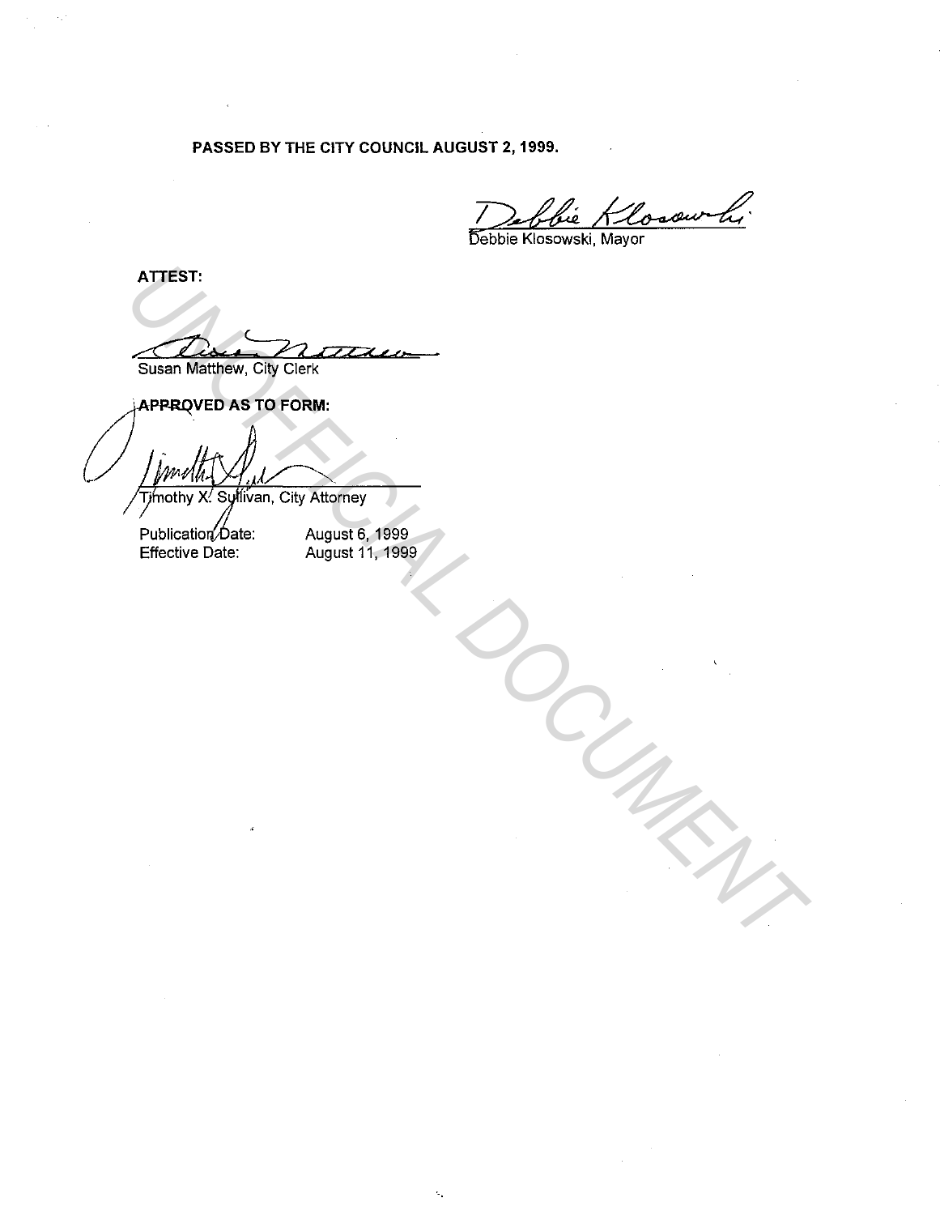**PASSED BY THE CITY COUNCIL AUGUST 2, 1999.**

Debbie Klosowski, Mayor

**ATTEST:**

Susan Matthew, City Clerk

**APPROVED AS TO FORM:**

Timothy X. Sullivan, City Attorney

| | |
|---|---|
| Publication Date: | August 6, 1999 |
| Effective Date: | August 11, 1999 |

UNOFFICIAL DOCUMENT